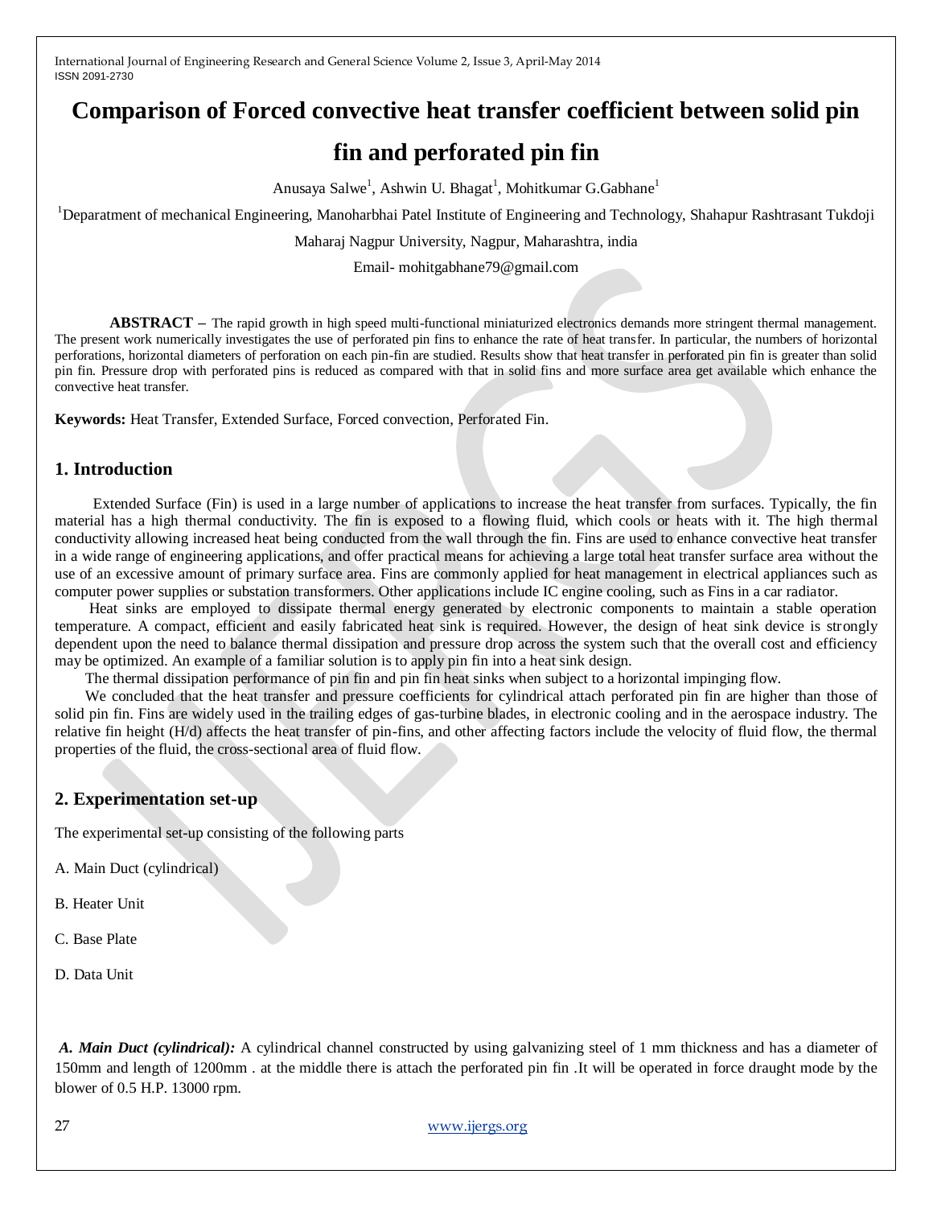# Comparison of Forced convective heat transfer coefficient between solid pin fin and perforated pin fin

Anusaya Salwe[1], Ashwin U. Bhagat[1], Mohitkumar G.Gabhane[1]

[1]Deparatment of mechanical Engineering, Manoharbhai Patel Institute of Engineering and Technology, Shahapur Rashtrasant Tukdoji Maharaj Nagpur University, Nagpur, Maharashtra, india

Email- mohitgabhane79@gmail.com

**ABSTRACT** – The rapid growth in high speed multi-functional miniaturized electronics demands more stringent thermal management. The present work numerically investigates the use of perforated pin fins to enhance the rate of heat transfer. In particular, the numbers of horizontal perforations, horizontal diameters of perforation on each pin-fin are studied. Results show that heat transfer in perforated pin fin is greater than solid pin fin. Pressure drop with perforated pins is reduced as compared with that in solid fins and more surface area get available which enhance the convective heat transfer.

**Keywords:** Heat Transfer, Extended Surface, Forced convection, Perforated Fin.

## 1. Introduction

Extended Surface (Fin) is used in a large number of applications to increase the heat transfer from surfaces. Typically, the fin material has a high thermal conductivity. The fin is exposed to a flowing fluid, which cools or heats with it. The high thermal conductivity allowing increased heat being conducted from the wall through the fin. Fins are used to enhance convective heat transfer in a wide range of engineering applications, and offer practical means for achieving a large total heat transfer surface area without the use of an excessive amount of primary surface area. Fins are commonly applied for heat management in electrical appliances such as computer power supplies or substation transformers. Other applications include IC engine cooling, such as Fins in a car radiator.

Heat sinks are employed to dissipate thermal energy generated by electronic components to maintain a stable operation temperature. A compact, efficient and easily fabricated heat sink is required. However, the design of heat sink device is strongly dependent upon the need to balance thermal dissipation and pressure drop across the system such that the overall cost and efficiency may be optimized. An example of a familiar solution is to apply pin fin into a heat sink design.

The thermal dissipation performance of pin fin and pin fin heat sinks when subject to a horizontal impinging flow.

We concluded that the heat transfer and pressure coefficients for cylindrical attach perforated pin fin are higher than those of solid pin fin. Fins are widely used in the trailing edges of gas-turbine blades, in electronic cooling and in the aerospace industry. The relative fin height (H/d) affects the heat transfer of pin-fins, and other affecting factors include the velocity of fluid flow, the thermal properties of the fluid, the cross-sectional area of fluid flow.

## 2. Experimentation set-up

The experimental set-up consisting of the following parts

A. Main Duct (cylindrical)

B. Heater Unit

C. Base Plate

D. Data Unit

***A. Main Duct (cylindrical):*** A cylindrical channel constructed by using galvanizing steel of 1 mm thickness and has a diameter of 150mm and length of 1200mm . at the middle there is attach the perforated pin fin .It will be operated in force draught mode by the blower of 0.5 H.P. 13000 rpm.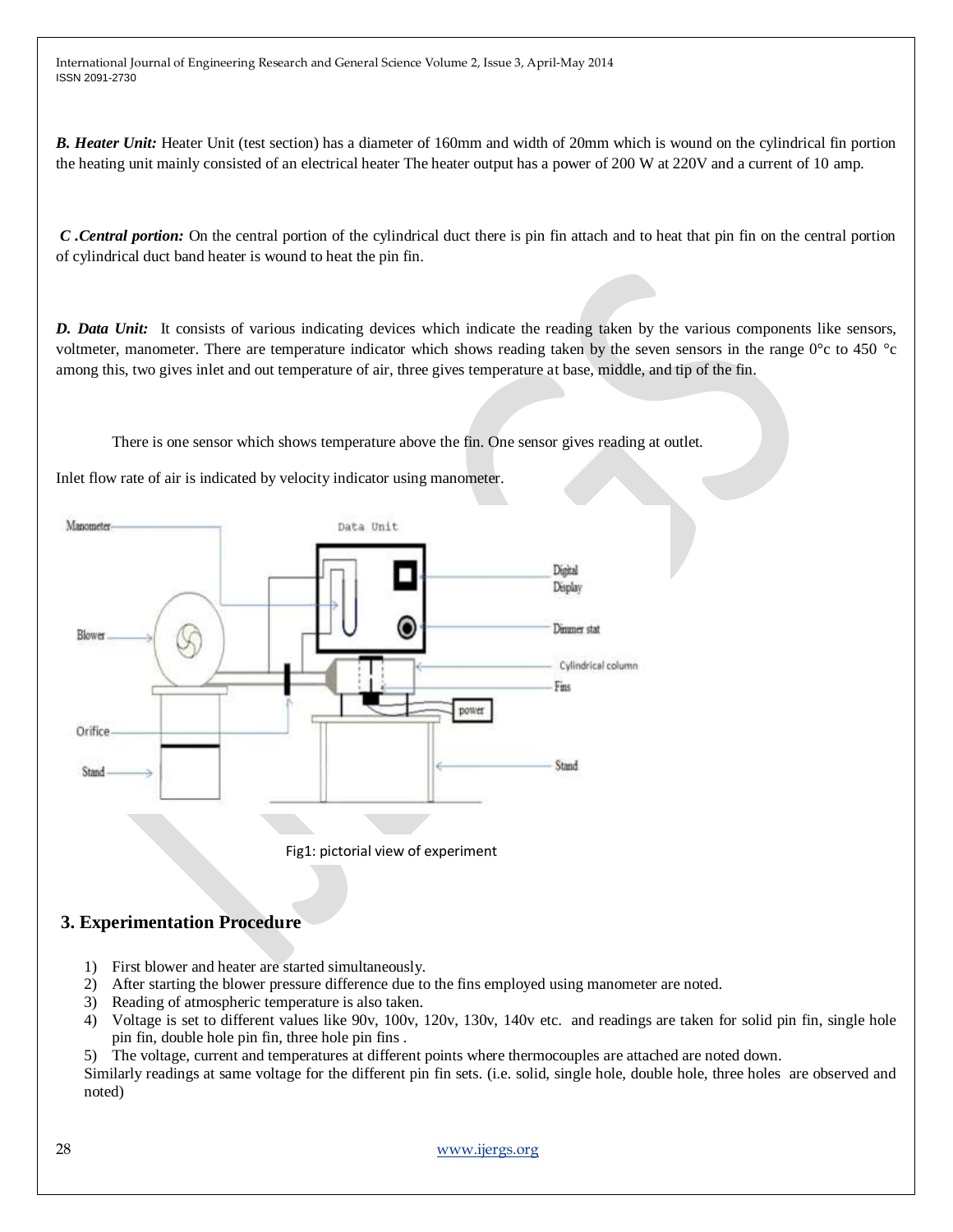***B. Heater Unit:*** Heater Unit (test section) has a diameter of 160mm and width of 20mm which is wound on the cylindrical fin portion the heating unit mainly consisted of an electrical heater The heater output has a power of 200 W at 220V and a current of 10 amp.

***C .Central portion:*** On the central portion of the cylindrical duct there is pin fin attach and to heat that pin fin on the central portion of cylindrical duct band heater is wound to heat the pin fin.

***D. Data Unit:*** It consists of various indicating devices which indicate the reading taken by the various components like sensors, voltmeter, manometer. There are temperature indicator which shows reading taken by the seven sensors in the range 0°c to 450 °c among this, two gives inlet and out temperature of air, three gives temperature at base, middle, and tip of the fin.

There is one sensor which shows temperature above the fin. One sensor gives reading at outlet.

Inlet flow rate of air is indicated by velocity indicator using manometer.

Fig1: pictorial view of experiment

## 3. Experimentation Procedure

1) First blower and heater are started simultaneously.
2) After starting the blower pressure difference due to the fins employed using manometer are noted.
3) Reading of atmospheric temperature is also taken.
4) Voltage is set to different values like 90v, 100v, 120v, 130v, 140v etc. and readings are taken for solid pin fin, single hole pin fin, double hole pin fin, three hole pin fins .
5) The voltage, current and temperatures at different points where thermocouples are attached are noted down.

Similarly readings at same voltage for the different pin fin sets. (i.e. solid, single hole, double hole, three holes are observed and noted)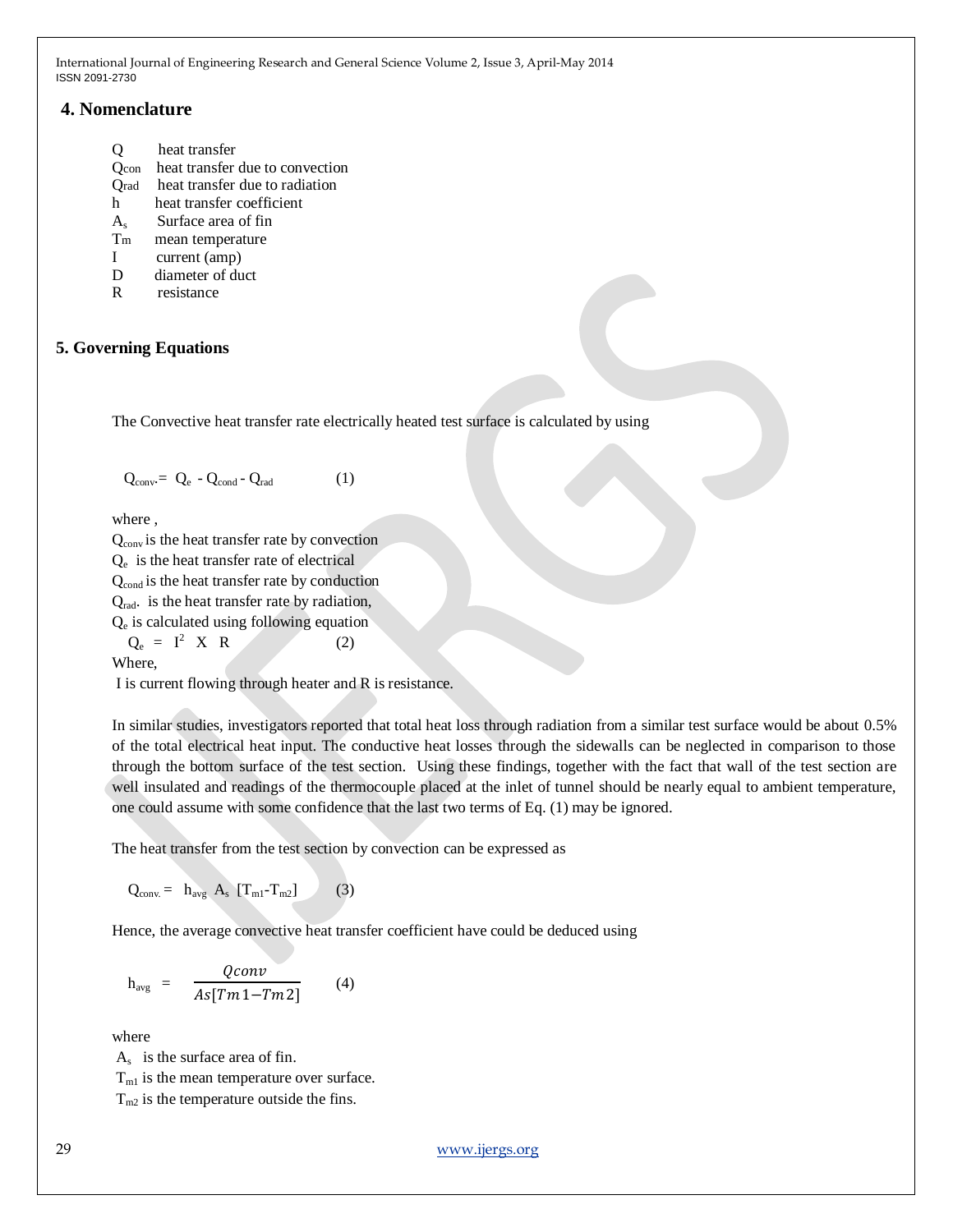## 4. Nomenclature

Q heat transfer
$Q_{con}$ heat transfer due to convection
$Q_{rad}$ heat transfer due to radiation
h heat transfer coefficient
$A_s$ Surface area of fin
$T_m$ mean temperature
I current (amp)
D diameter of duct
R resistance

## 5. Governing Equations

The Convective heat transfer rate electrically heated test surface is calculated by using

$$Q_{conv.} = Q_e - Q_{cond} - Q_{rad} \qquad (1)$$

where ,
$Q_{conv}$ is the heat transfer rate by convection
$Q_e$ is the heat transfer rate of electrical
$Q_{cond}$ is the heat transfer rate by conduction
$Q_{rad}$. is the heat transfer rate by radiation,
$Q_e$ is calculated using following equation

$$Q_e = I^2 \times R \qquad (2)$$

Where,
I is current flowing through heater and R is resistance.

In similar studies, investigators reported that total heat loss through radiation from a similar test surface would be about 0.5% of the total electrical heat input. The conductive heat losses through the sidewalls can be neglected in comparison to those through the bottom surface of the test section. Using these findings, together with the fact that wall of the test section are well insulated and readings of the thermocouple placed at the inlet of tunnel should be nearly equal to ambient temperature, one could assume with some confidence that the last two terms of Eq. (1) may be ignored.

The heat transfer from the test section by convection can be expressed as

$$Q_{conv.} = h_{avg} \; A_s \; [T_{m1} - T_{m2}] \qquad (3)$$

Hence, the average convective heat transfer coefficient have could be deduced using

$$h_{avg} = \frac{Qconv}{As[Tm1 - Tm2]} \qquad (4)$$

where
$A_s$ is the surface area of fin.
$T_{m1}$ is the mean temperature over surface.
$T_{m2}$ is the temperature outside the fins.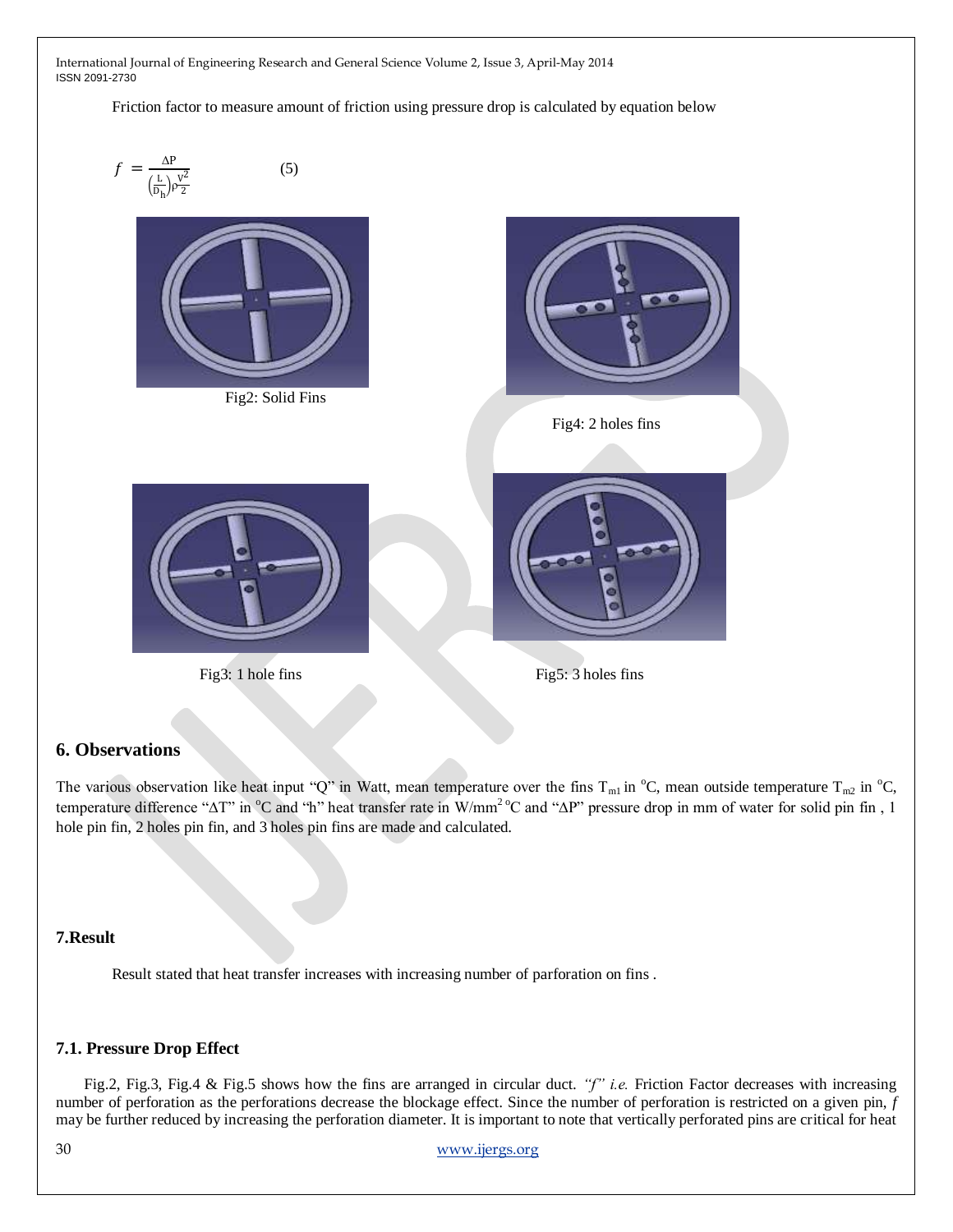Friction factor to measure amount of friction using pressure drop is calculated by equation below

$$f = \frac{\Delta P}{\left(\frac{L}{D_h}\right)\rho\frac{V^2}{2}} \quad (5)$$

Fig2: Solid Fins

Fig4: 2 holes fins

Fig3: 1 hole fins

Fig5: 3 holes fins

## 6. Observations

The various observation like heat input "Q" in Watt, mean temperature over the fins $T_{m1}$ in $^oC$, mean outside temperature $T_{m2}$ in $^oC$, temperature difference "$\Delta T$" in $^oC$ and "h" heat transfer rate in $W/mm^2\,^oC$ and "$\Delta P$" pressure drop in mm of water for solid pin fin , 1 hole pin fin, 2 holes pin fin, and 3 holes pin fins are made and calculated.

## 7.Result

Result stated that heat transfer increases with increasing number of parforation on fins .

### 7.1. Pressure Drop Effect

Fig.2, Fig.3, Fig.4 & Fig.5 shows how the fins are arranged in circular duct. *"f" i.e.* Friction Factor decreases with increasing number of perforation as the perforations decrease the blockage effect. Since the number of perforation is restricted on a given pin, *f* may be further reduced by increasing the perforation diameter. It is important to note that vertically perforated pins are critical for heat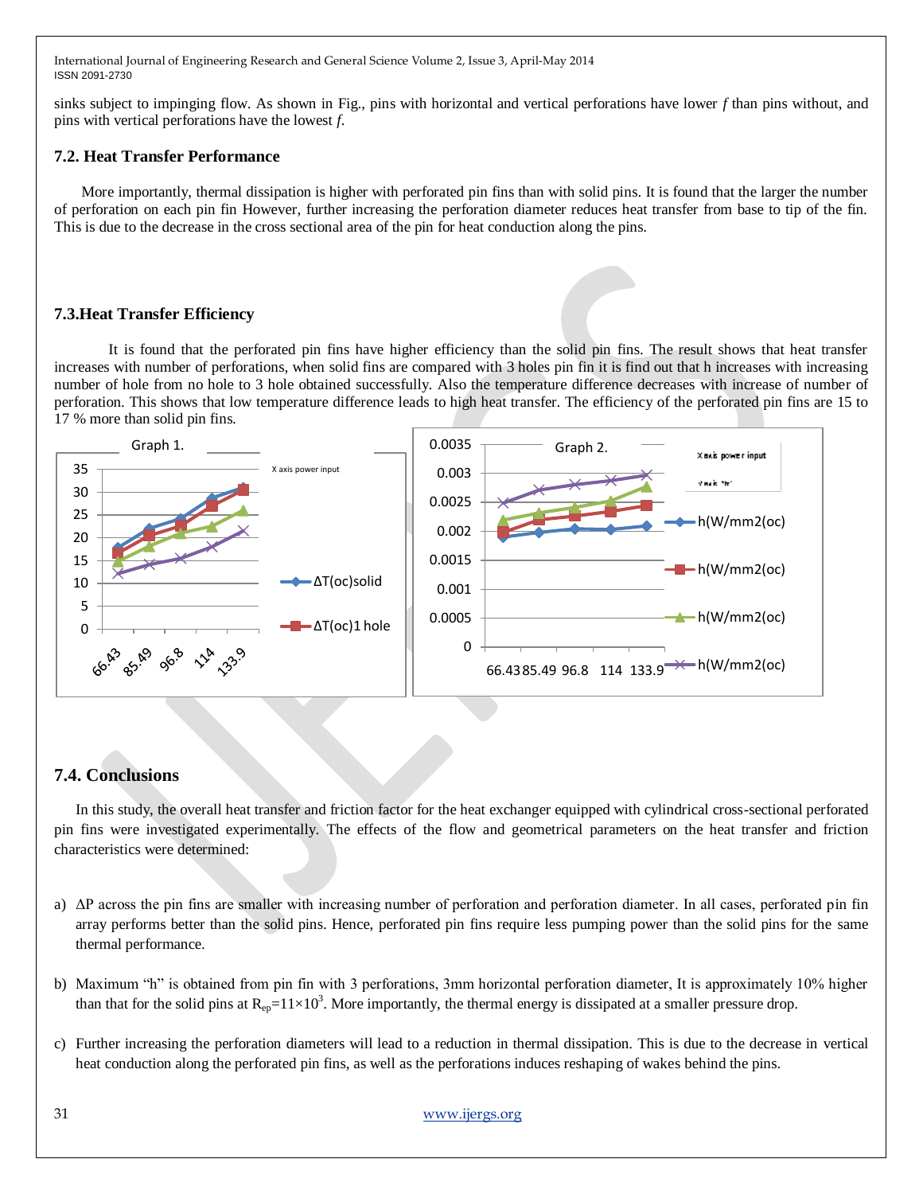sinks subject to impinging flow. As shown in Fig., pins with horizontal and vertical perforations have lower *f* than pins without, and pins with vertical perforations have the lowest *f*.

### 7.2. Heat Transfer Performance

More importantly, thermal dissipation is higher with perforated pin fins than with solid pins. It is found that the larger the number of perforation on each pin fin However, further increasing the perforation diameter reduces heat transfer from base to tip of the fin. This is due to the decrease in the cross sectional area of the pin for heat conduction along the pins.

### 7.3.Heat Transfer Efficiency

It is found that the perforated pin fins have higher efficiency than the solid pin fins. The result shows that heat transfer increases with number of perforations, when solid fins are compared with 3 holes pin fin it is find out that h increases with increasing number of hole from no hole to 3 hole obtained successfully. Also the temperature difference decreases with increase of number of perforation. This shows that low temperature difference leads to high heat transfer. The efficiency of the perforated pin fins are 15 to 17 % more than solid pin fins.

Graph 1.

Graph 2.

### 7.4. Conclusions

In this study, the overall heat transfer and friction factor for the heat exchanger equipped with cylindrical cross-sectional perforated pin fins were investigated experimentally. The effects of the flow and geometrical parameters on the heat transfer and friction characteristics were determined:

a) ΔP across the pin fins are smaller with increasing number of perforation and perforation diameter. In all cases, perforated pin fin array performs better than the solid pins. Hence, perforated pin fins require less pumping power than the solid pins for the same thermal performance.

b) Maximum "h" is obtained from pin fin with 3 perforations, 3mm horizontal perforation diameter, It is approximately 10% higher than that for the solid pins at $R_{ep}=11\times10^3$. More importantly, the thermal energy is dissipated at a smaller pressure drop.

c) Further increasing the perforation diameters will lead to a reduction in thermal dissipation. This is due to the decrease in vertical heat conduction along the perforated pin fins, as well as the perforations induces reshaping of wakes behind the pins.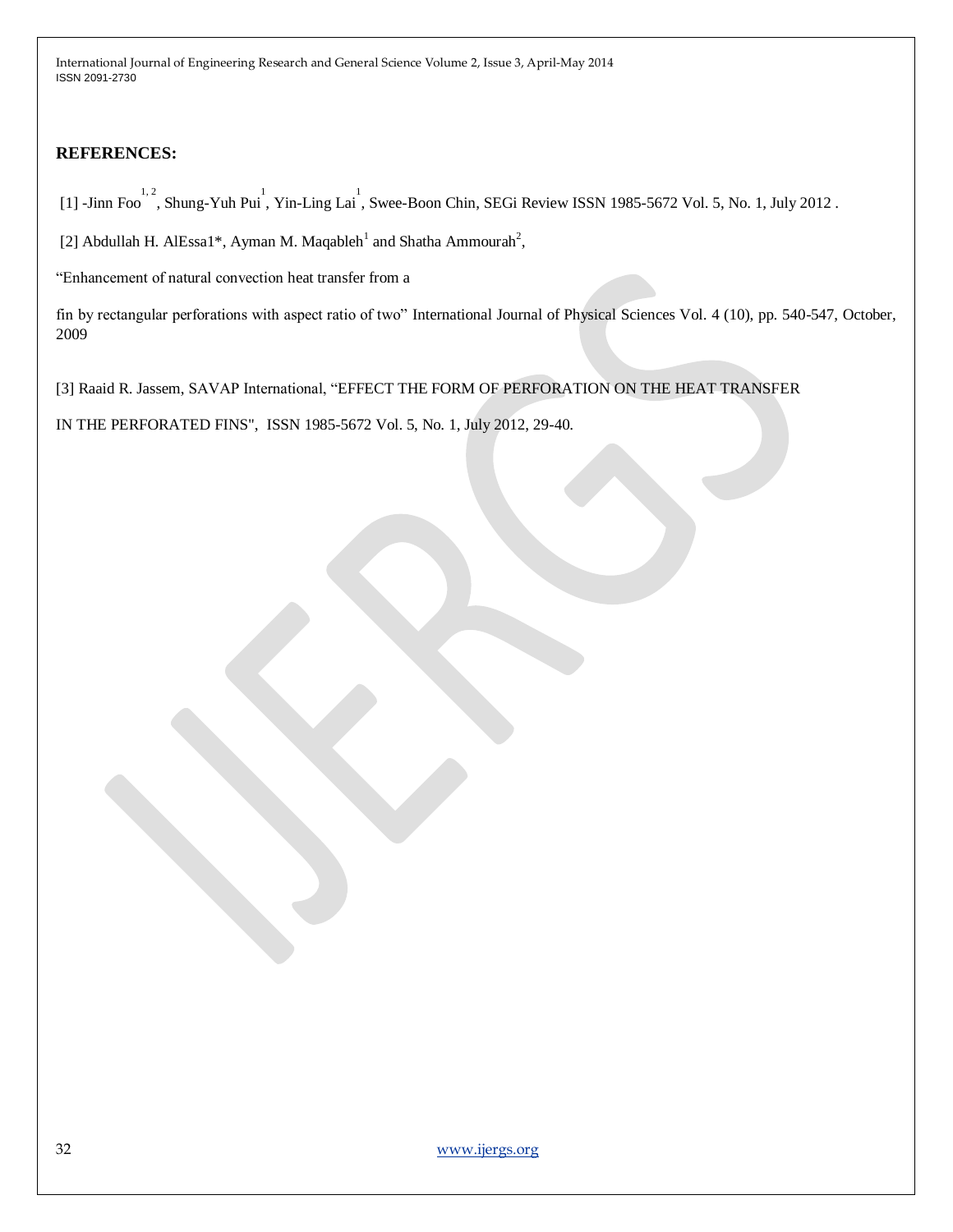## REFERENCES:

[1] -Jinn Foo[1, 2], Shung-Yuh Pui[1], Yin-Ling Lai[1], Swee-Boon Chin, SEGi Review ISSN 1985-5672 Vol. 5, No. 1, July 2012 .

[2] Abdullah H. AlEssa1*, Ayman M. Maqableh[1] and Shatha Ammourah[2],

"Enhancement of natural convection heat transfer from a

fin by rectangular perforations with aspect ratio of two" International Journal of Physical Sciences Vol. 4 (10), pp. 540-547, October, 2009

[3] Raaid R. Jassem, SAVAP International, "EFFECT THE FORM OF PERFORATION ON THE HEAT TRANSFER

IN THE PERFORATED FINS", ISSN 1985-5672 Vol. 5, No. 1, July 2012, 29-40.